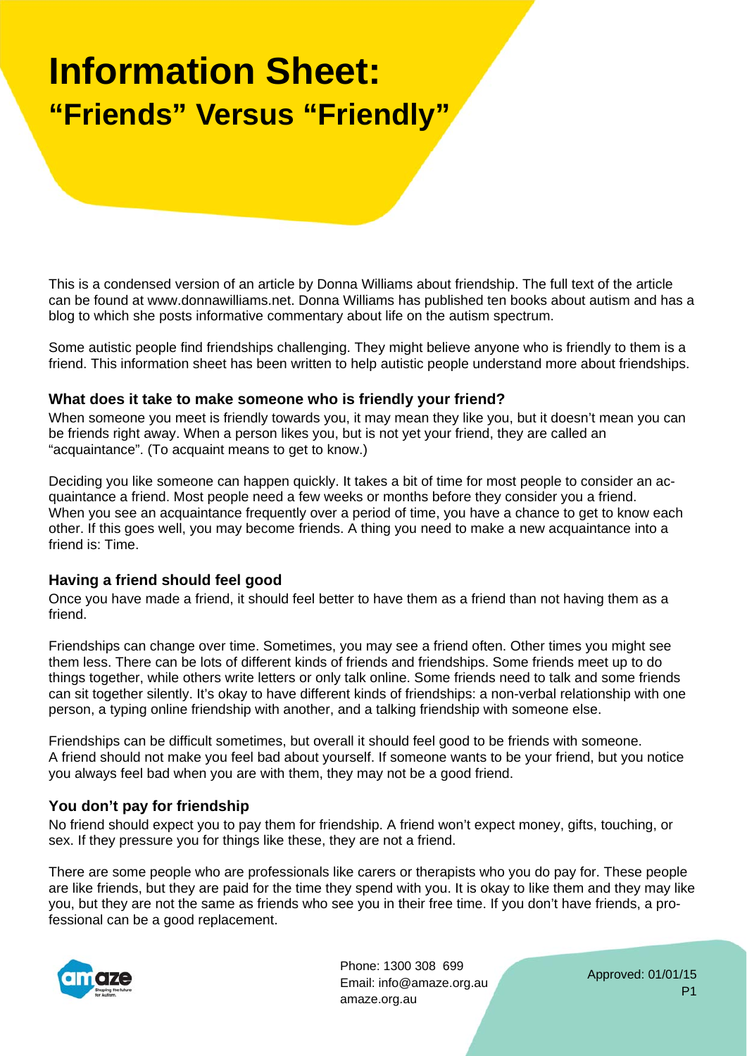# Information Sheet:
## "Friends" Versus "Friendly"

This is a condensed version of an article by Donna Williams about friendship. The full text of the article can be found at www.donnawilliams.net. Donna Williams has published ten books about autism and has a blog to which she posts informative commentary about life on the autism spectrum.

Some autistic people find friendships challenging. They might believe anyone who is friendly to them is a friend. This information sheet has been written to help autistic people understand more about friendships.

### What does it take to make someone who is friendly your friend?

When someone you meet is friendly towards you, it may mean they like you, but it doesn't mean you can be friends right away. When a person likes you, but is not yet your friend, they are called an "acquaintance". (To acquaint means to get to know.)

Deciding you like someone can happen quickly. It takes a bit of time for most people to consider an acquaintance a friend. Most people need a few weeks or months before they consider you a friend. When you see an acquaintance frequently over a period of time, you have a chance to get to know each other. If this goes well, you may become friends. A thing you need to make a new acquaintance into a friend is: Time.

### Having a friend should feel good

Once you have made a friend, it should feel better to have them as a friend than not having them as a friend.

Friendships can change over time. Sometimes, you may see a friend often. Other times you might see them less. There can be lots of different kinds of friends and friendships. Some friends meet up to do things together, while others write letters or only talk online. Some friends need to talk and some friends can sit together silently. It's okay to have different kinds of friendships: a non-verbal relationship with one person, a typing online friendship with another, and a talking friendship with someone else.

Friendships can be difficult sometimes, but overall it should feel good to be friends with someone. A friend should not make you feel bad about yourself. If someone wants to be your friend, but you notice you always feel bad when you are with them, they may not be a good friend.

### You don't pay for friendship

No friend should expect you to pay them for friendship. A friend won't expect money, gifts, touching, or sex. If they pressure you for things like these, they are not a friend.

There are some people who are professionals like carers or therapists who you do pay for. These people are like friends, but they are paid for the time they spend with you. It is okay to like them and they may like you, but they are not the same as friends who see you in their free time. If you don't have friends, a professional can be a good replacement.

Phone: 1300 308 699
Email: info@amaze.org.au
amaze.org.au

Approved: 01/01/15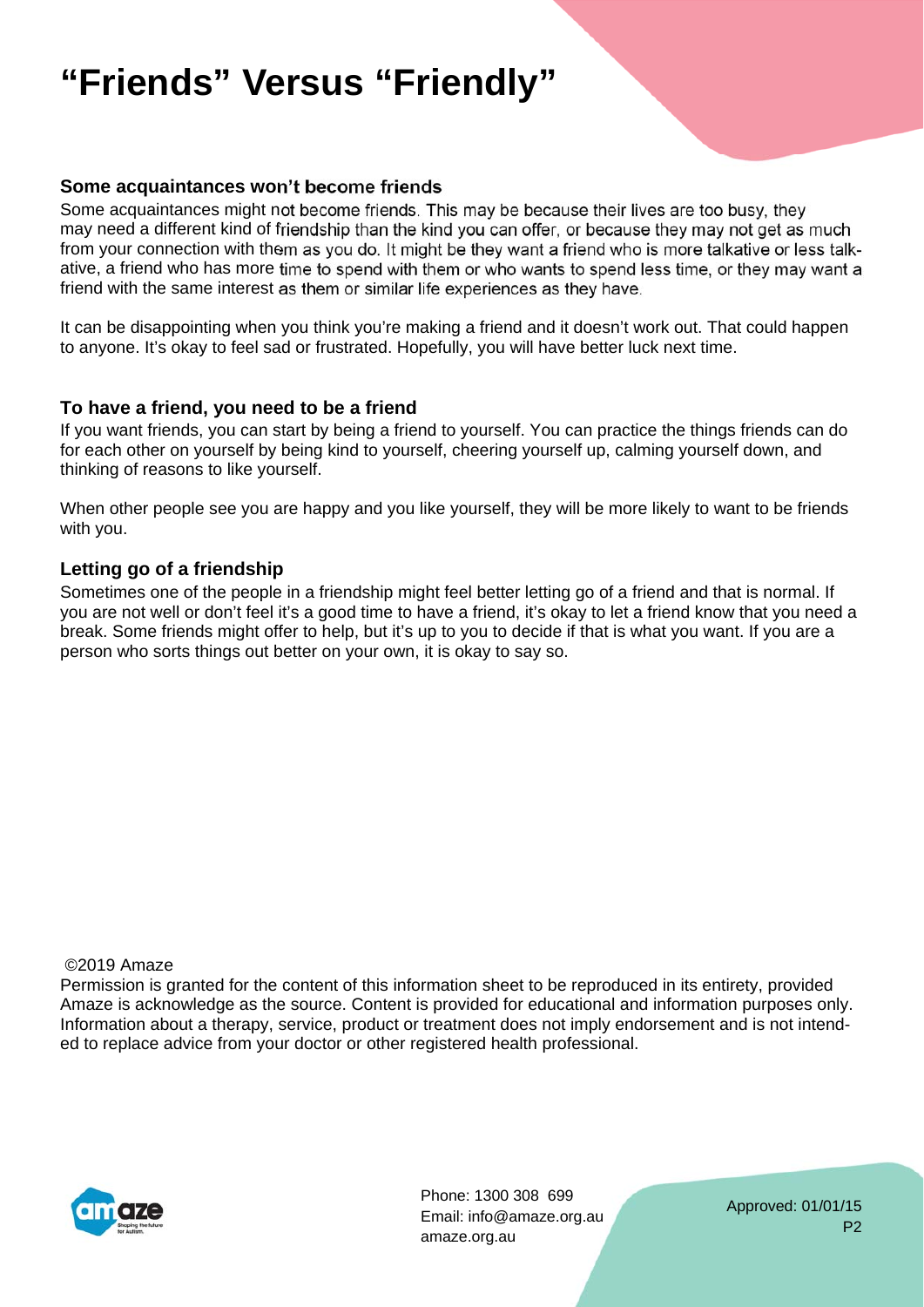# "Friends" Versus "Friendly"

### Some acquaintances won't become friends

Some acquaintances might not become friends. This may be because their lives are too busy, they may need a different kind of friendship than the kind you can offer, or because they may not get as much from your connection with them as you do. It might be they want a friend who is more talkative or less talkative, a friend who has more time to spend with them or who wants to spend less time, or they may want a friend with the same interest as them or similar life experiences as they have.

It can be disappointing when you think you're making a friend and it doesn't work out. That could happen to anyone. It's okay to feel sad or frustrated. Hopefully, you will have better luck next time.

### To have a friend, you need to be a friend

If you want friends, you can start by being a friend to yourself. You can practice the things friends can do for each other on yourself by being kind to yourself, cheering yourself up, calming yourself down, and thinking of reasons to like yourself.

When other people see you are happy and you like yourself, they will be more likely to want to be friends with you.

### Letting go of a friendship

Sometimes one of the people in a friendship might feel better letting go of a friend and that is normal. If you are not well or don't feel it's a good time to have a friend, it's okay to let a friend know that you need a break. Some friends might offer to help, but it's up to you to decide if that is what you want. If you are a person who sorts things out better on your own, it is okay to say so.

©2019 Amaze

Permission is granted for the content of this information sheet to be reproduced in its entirety, provided Amaze is acknowledge as the source. Content is provided for educational and information purposes only. Information about a therapy, service, product or treatment does not imply endorsement and is not intended to replace advice from your doctor or other registered health professional.

Phone: 1300 308 699
Email: info@amaze.org.au
amaze.org.au

Approved: 01/01/15